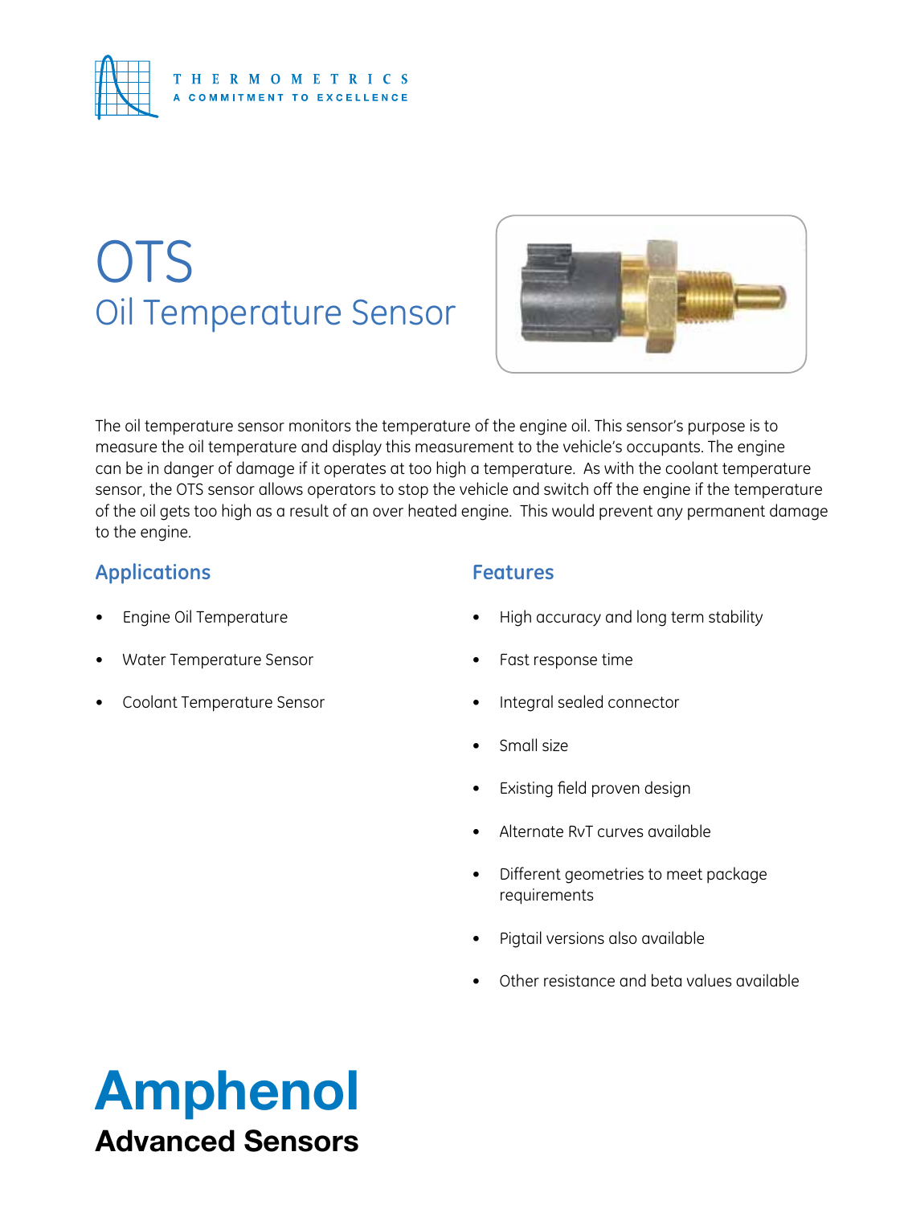THERMOMETRICS
A COMMITMENT TO EXCELLENCE

# OTS
## Oil Temperature Sensor

The oil temperature sensor monitors the temperature of the engine oil. This sensor's purpose is to measure the oil temperature and display this measurement to the vehicle's occupants. The engine can be in danger of damage if it operates at too high a temperature. As with the coolant temperature sensor, the OTS sensor allows operators to stop the vehicle and switch off the engine if the temperature of the oil gets too high as a result of an over heated engine. This would prevent any permanent damage to the engine.

### Applications

- Engine Oil Temperature
- Water Temperature Sensor
- Coolant Temperature Sensor

### Features

- High accuracy and long term stability
- Fast response time
- Integral sealed connector
- Small size
- Existing field proven design
- Alternate RvT curves available
- Different geometries to meet package requirements
- Pigtail versions also available
- Other resistance and beta values available

**Amphenol**
**Advanced Sensors**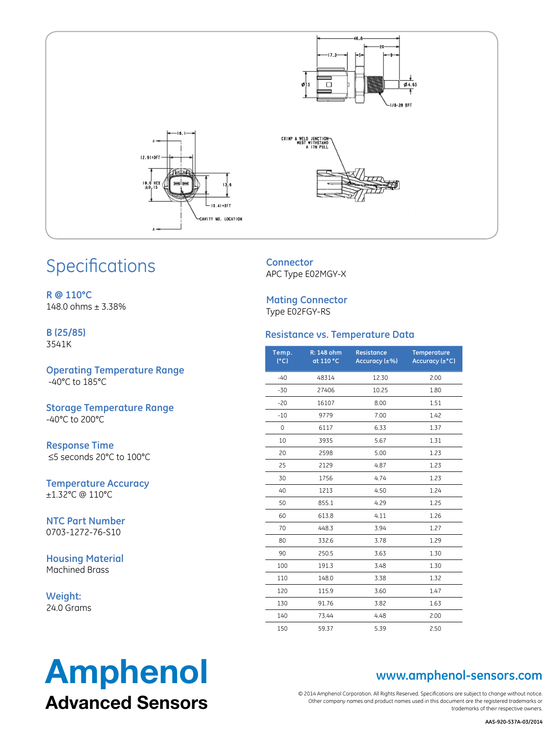# Specifications

**R @ 110°C**
148.0 ohms ± 3.38%

**B (25/85)**
3541K

**Operating Temperature Range**
-40°C to 185°C

**Storage Temperature Range**
-40°C to 200°C

**Response Time**
≤5 seconds 20°C to 100°C

**Temperature Accuracy**
±1.32°C @ 110°C

**NTC Part Number**
0703-1272-76-S10

**Housing Material**
Machined Brass

**Weight:**
24.0 Grams

**Connector**
APC Type E02MGY-X

**Mating Connector**
Type E02FGY-RS

## Resistance vs. Temperature Data

| Temp. (°C) | R: 148 ohm at 110 °C | Resistance Accuracy (±%) | Temperature Accuracy (±°C) |
|---|---|---|---|
| -40 | 48314 | 12.30 | 2.00 |
| -30 | 27406 | 10.25 | 1.80 |
| -20 | 16107 | 8.00 | 1.51 |
| -10 | 9779 | 7.00 | 1.42 |
| 0 | 6117 | 6.33 | 1.37 |
| 10 | 3935 | 5.67 | 1.31 |
| 20 | 2598 | 5.00 | 1.23 |
| 25 | 2129 | 4.87 | 1.23 |
| 30 | 1756 | 4.74 | 1.23 |
| 40 | 1213 | 4.50 | 1.24 |
| 50 | 855.1 | 4.29 | 1.25 |
| 60 | 613.8 | 4.11 | 1.26 |
| 70 | 448.3 | 3.94 | 1.27 |
| 80 | 332.6 | 3.78 | 1.29 |
| 90 | 250.5 | 3.63 | 1.30 |
| 100 | 191.3 | 3.48 | 1.30 |
| 110 | 148.0 | 3.38 | 1.32 |
| 120 | 115.9 | 3.60 | 1.47 |
| 130 | 91.76 | 3.82 | 1.63 |
| 140 | 73.44 | 4.48 | 2.00 |
| 150 | 59.37 | 5.39 | 2.50 |

**Amphenol**
**Advanced Sensors**

www.amphenol-sensors.com

© 2014 Amphenol Corporation. All Rights Reserved. Specifications are subject to change without notice. Other company names and product names used in this document are the registered trademarks or trademarks of their respective owners.

AAS-920-537A-03/2014